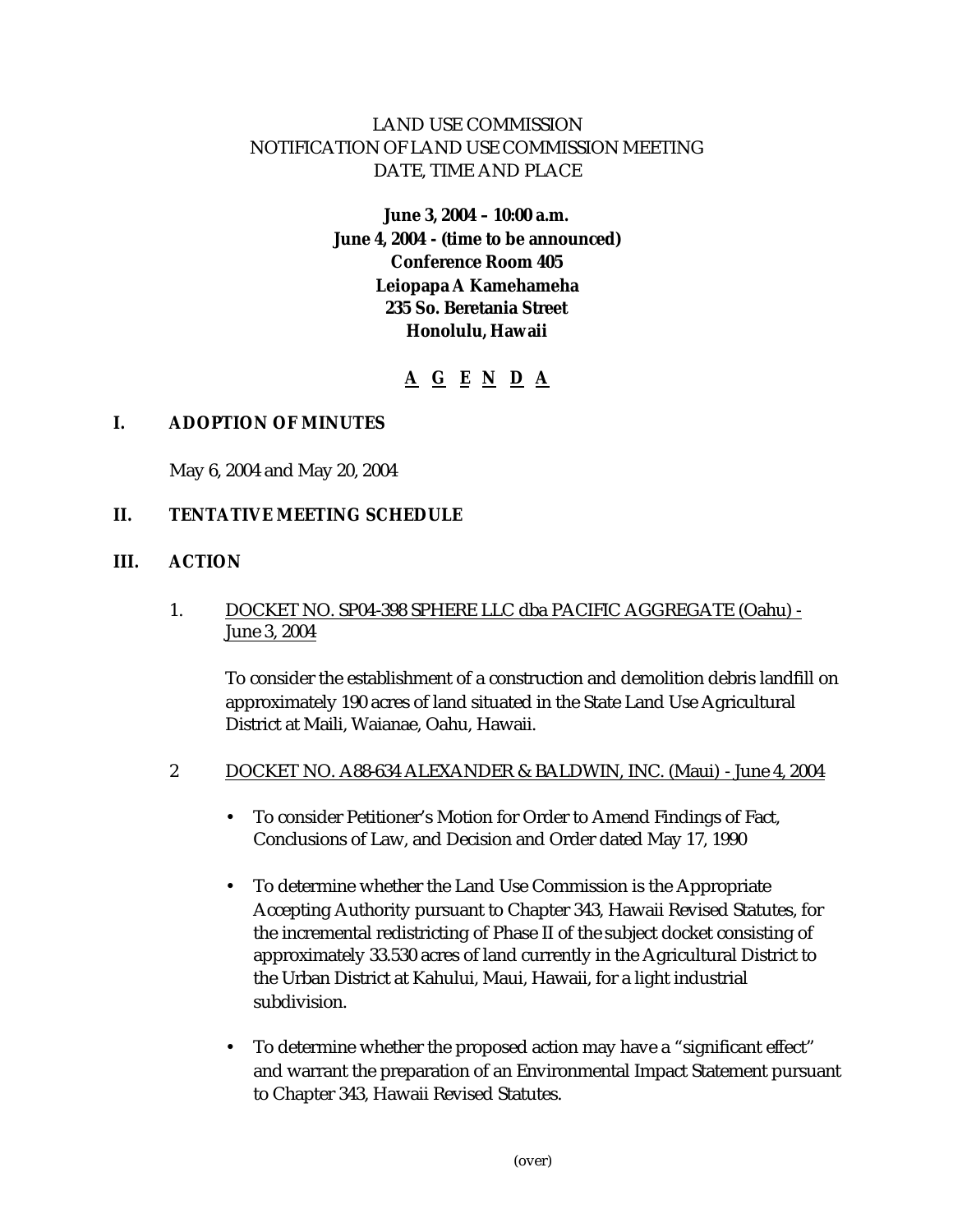LAND USE COMMISSION
NOTIFICATION OF LAND USE COMMISSION MEETING
DATE, TIME AND PLACE

**June 3, 2004 – 10:00 a.m.**
**June 4, 2004 - (time to be announced)**
**Conference Room 405**
**Leiopapa A Kamehameha**
**235 So. Beretania Street**
**Honolulu, Hawaii**

**A G E N D A**

## I. ADOPTION OF MINUTES

May 6, 2004 and May 20, 2004

## II. TENTATIVE MEETING SCHEDULE

## III. ACTION

1. DOCKET NO. SP04-398 SPHERE LLC dba PACIFIC AGGREGATE (Oahu) - June 3, 2004

   To consider the establishment of a construction and demolition debris landfill on approximately 190 acres of land situated in the State Land Use Agricultural District at Maili, Waianae, Oahu, Hawaii.

2 DOCKET NO. A88-634 ALEXANDER & BALDWIN, INC. (Maui) - June 4, 2004

   - To consider Petitioner's Motion for Order to Amend Findings of Fact, Conclusions of Law, and Decision and Order dated May 17, 1990
   - To determine whether the Land Use Commission is the Appropriate Accepting Authority pursuant to Chapter 343, Hawaii Revised Statutes, for the incremental redistricting of Phase II of the subject docket consisting of approximately 33.530 acres of land currently in the Agricultural District to the Urban District at Kahului, Maui, Hawaii, for a light industrial subdivision.
   - To determine whether the proposed action may have a "significant effect" and warrant the preparation of an Environmental Impact Statement pursuant to Chapter 343, Hawaii Revised Statutes.

(over)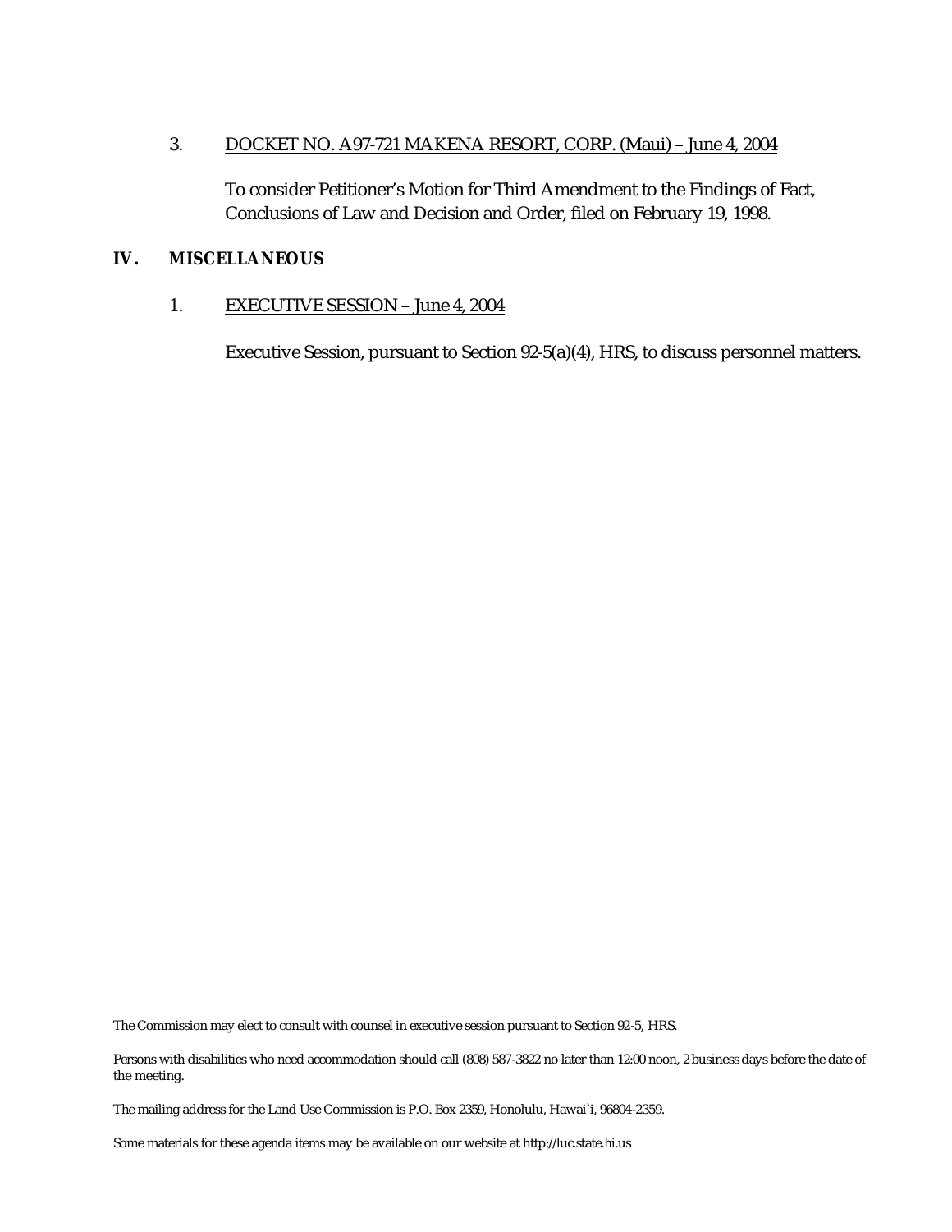3. <u>DOCKET NO. A97-721 MAKENA RESORT, CORP. (Maui) – June 4, 2004</u>

   To consider Petitioner's Motion for Third Amendment to the Findings of Fact, Conclusions of Law and Decision and Order, filed on February 19, 1998.

## IV. MISCELLANEOUS

1. <u>EXECUTIVE SESSION – June 4, 2004</u>

   Executive Session, pursuant to Section 92-5(a)(4), HRS, to discuss personnel matters.

The Commission may elect to consult with counsel in executive session pursuant to Section 92-5, HRS.

Persons with disabilities who need accommodation should call (808) 587-3822 no later than 12:00 noon, 2 business days before the date of the meeting.

The mailing address for the Land Use Commission is P.O. Box 2359, Honolulu, Hawai`i, 96804-2359.

Some materials for these agenda items may be available on our website at http://luc.state.hi.us